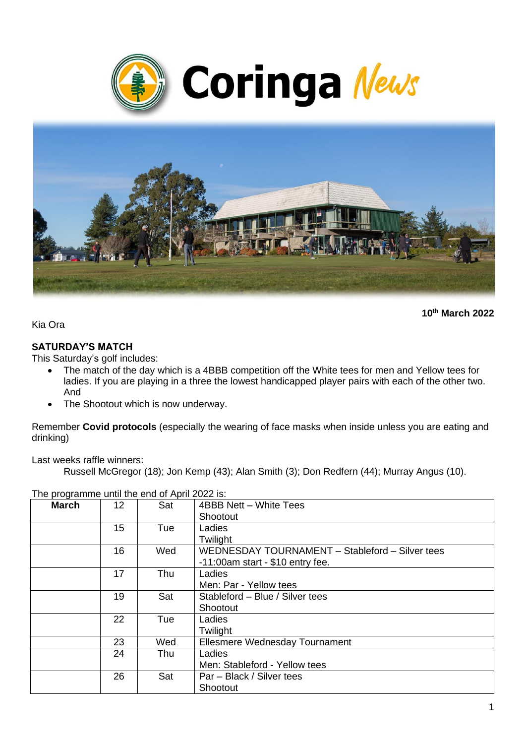# Coringa News

**10th March 2022**

Kia Ora

## SATURDAY'S MATCH

This Saturday's golf includes:

- The match of the day which is a 4BBB competition off the White tees for men and Yellow tees for ladies. If you are playing in a three the lowest handicapped player pairs with each of the other two. And
- The Shootout which is now underway.

Remember **Covid protocols** (especially the wearing of face masks when inside unless you are eating and drinking)

Last weeks raffle winners:

Russell McGregor (18); Jon Kemp (43); Alan Smith (3); Don Redfern (44); Murray Angus (10).

The programme until the end of April 2022 is:

| | | | |
|---|---|---|---|
| **March** | 12 | Sat | 4BBB Nett – White Tees<br>Shootout |
| | 15 | Tue | Ladies<br>Twilight |
| | 16 | Wed | WEDNESDAY TOURNAMENT – Stableford – Silver tees<br>-11:00am start - $10 entry fee. |
| | 17 | Thu | Ladies<br>Men: Par - Yellow tees |
| | 19 | Sat | Stableford – Blue / Silver tees<br>Shootout |
| | 22 | Tue | Ladies<br>Twilight |
| | 23 | Wed | Ellesmere Wednesday Tournament |
| | 24 | Thu | Ladies<br>Men: Stableford - Yellow tees |
| | 26 | Sat | Par – Black / Silver tees<br>Shootout |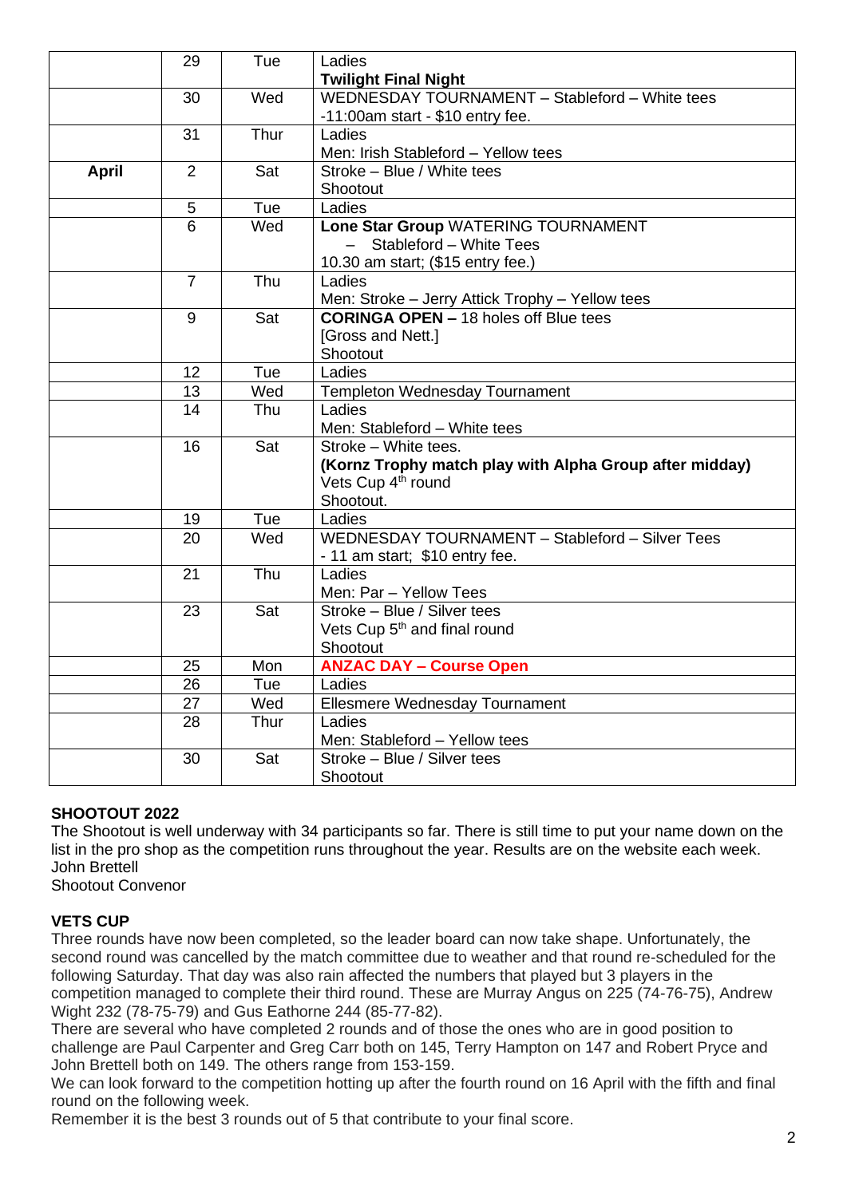| | | | |
|---|---|---|---|
| | 29 | Tue | Ladies<br>**Twilight Final Night** |
| | 30 | Wed | WEDNESDAY TOURNAMENT – Stableford – White tees<br>-11:00am start - $10 entry fee. |
| | 31 | Thur | Ladies<br>Men: Irish Stableford – Yellow tees |
| **April** | 2 | Sat | Stroke – Blue / White tees<br>Shootout |
| | 5 | Tue | Ladies |
| | 6 | Wed | **Lone Star Group** WATERING TOURNAMENT<br>– Stableford – White Tees<br>10.30 am start; ($15 entry fee.) |
| | 7 | Thu | Ladies<br>Men: Stroke – Jerry Attick Trophy – Yellow tees |
| | 9 | Sat | **CORINGA OPEN –** 18 holes off Blue tees<br>[Gross and Nett.]<br>Shootout |
| | 12 | Tue | Ladies |
| | 13 | Wed | Templeton Wednesday Tournament |
| | 14 | Thu | Ladies<br>Men: Stableford – White tees |
| | 16 | Sat | Stroke – White tees.<br>**(Kornz Trophy match play with Alpha Group after midday)**<br>Vets Cup 4th round<br>Shootout. |
| | 19 | Tue | Ladies |
| | 20 | Wed | WEDNESDAY TOURNAMENT – Stableford – Silver Tees<br>- 11 am start; $10 entry fee. |
| | 21 | Thu | Ladies<br>Men: Par – Yellow Tees |
| | 23 | Sat | Stroke – Blue / Silver tees<br>Vets Cup 5th and final round<br>Shootout |
| | 25 | Mon | **ANZAC DAY – Course Open** |
| | 26 | Tue | Ladies |
| | 27 | Wed | Ellesmere Wednesday Tournament |
| | 28 | Thur | Ladies<br>Men: Stableford – Yellow tees |
| | 30 | Sat | Stroke – Blue / Silver tees<br>Shootout |

**SHOOTOUT 2022**

The Shootout is well underway with 34 participants so far. There is still time to put your name down on the list in the pro shop as the competition runs throughout the year. Results are on the website each week.
John Brettell
Shootout Convenor

**VETS CUP**

Three rounds have now been completed, so the leader board can now take shape. Unfortunately, the second round was cancelled by the match committee due to weather and that round re-scheduled for the following Saturday. That day was also rain affected the numbers that played but 3 players in the competition managed to complete their third round. These are Murray Angus on 225 (74-76-75), Andrew Wight 232 (78-75-79) and Gus Eathorne 244 (85-77-82).

There are several who have completed 2 rounds and of those the ones who are in good position to challenge are Paul Carpenter and Greg Carr both on 145, Terry Hampton on 147 and Robert Pryce and John Brettell both on 149. The others range from 153-159.

We can look forward to the competition hotting up after the fourth round on 16 April with the fifth and final round on the following week.

Remember it is the best 3 rounds out of 5 that contribute to your final score.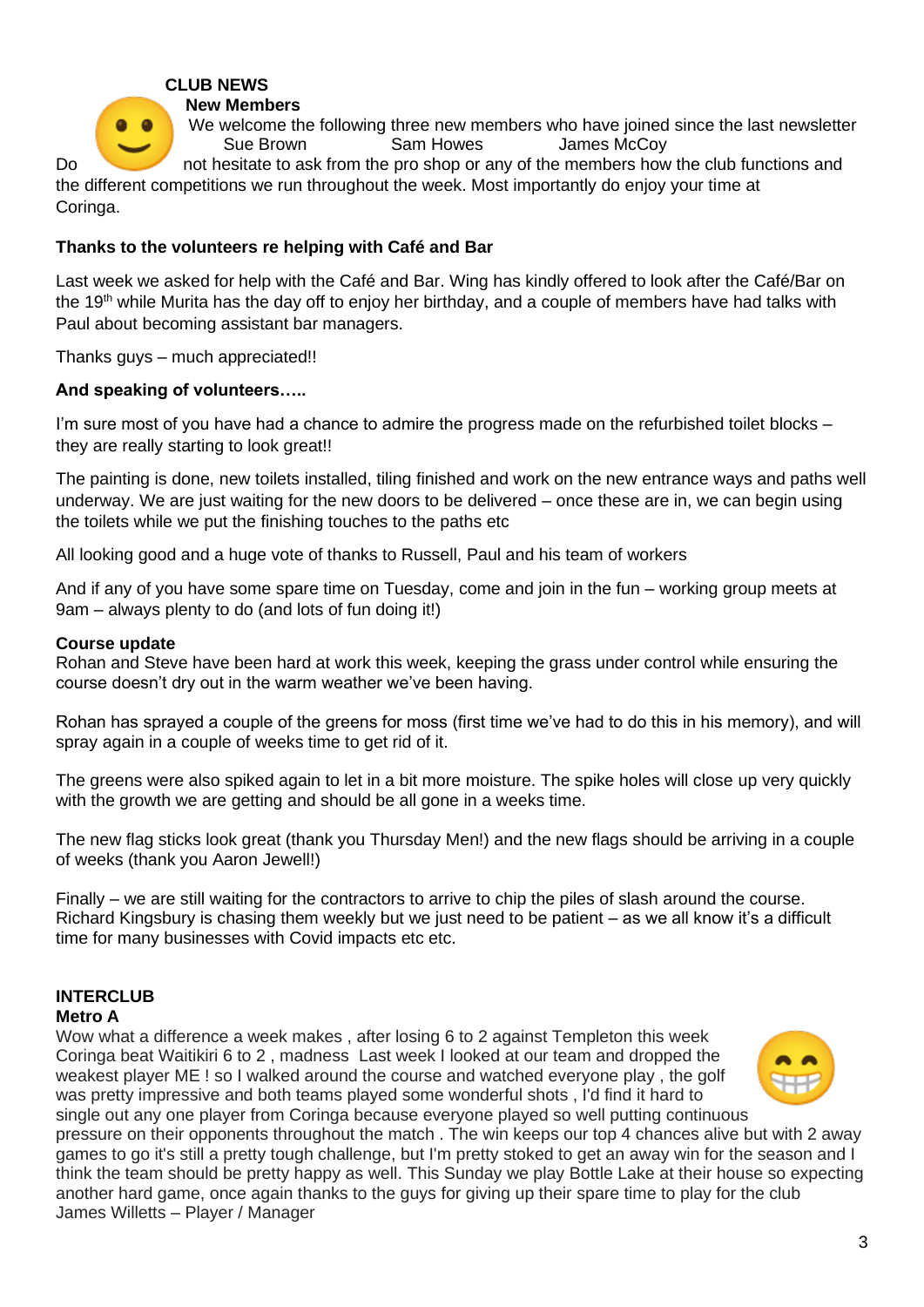## CLUB NEWS

### New Members

We welcome the following three new members who have joined since the last newsletter

Sue Brown Sam Howes James McCoy

Do not hesitate to ask from the pro shop or any of the members how the club functions and the different competitions we run throughout the week. Most importantly do enjoy your time at Coringa.

**Thanks to the volunteers re helping with Café and Bar**

Last week we asked for help with the Café and Bar. Wing has kindly offered to look after the Café/Bar on the 19th while Murita has the day off to enjoy her birthday, and a couple of members have had talks with Paul about becoming assistant bar managers.

Thanks guys – much appreciated!!

**And speaking of volunteers…..**

I'm sure most of you have had a chance to admire the progress made on the refurbished toilet blocks – they are really starting to look great!!

The painting is done, new toilets installed, tiling finished and work on the new entrance ways and paths well underway. We are just waiting for the new doors to be delivered – once these are in, we can begin using the toilets while we put the finishing touches to the paths etc

All looking good and a huge vote of thanks to Russell, Paul and his team of workers

And if any of you have some spare time on Tuesday, come and join in the fun – working group meets at 9am – always plenty to do (and lots of fun doing it!)

**Course update**

Rohan and Steve have been hard at work this week, keeping the grass under control while ensuring the course doesn't dry out in the warm weather we've been having.

Rohan has sprayed a couple of the greens for moss (first time we've had to do this in his memory), and will spray again in a couple of weeks time to get rid of it.

The greens were also spiked again to let in a bit more moisture. The spike holes will close up very quickly with the growth we are getting and should be all gone in a weeks time.

The new flag sticks look great (thank you Thursday Men!) and the new flags should be arriving in a couple of weeks (thank you Aaron Jewell!)

Finally – we are still waiting for the contractors to arrive to chip the piles of slash around the course. Richard Kingsbury is chasing them weekly but we just need to be patient – as we all know it's a difficult time for many businesses with Covid impacts etc etc.

## INTERCLUB

### Metro A

Wow what a difference a week makes , after losing 6 to 2 against Templeton this week Coringa beat Waitikiri 6 to 2 , madness Last week I looked at our team and dropped the weakest player ME ! so I walked around the course and watched everyone play , the golf was pretty impressive and both teams played some wonderful shots , I'd find it hard to single out any one player from Coringa because everyone played so well putting continuous pressure on their opponents throughout the match . The win keeps our top 4 chances alive but with 2 away games to go it's still a pretty tough challenge, but I'm pretty stoked to get an away win for the season and I think the team should be pretty happy as well. This Sunday we play Bottle Lake at their house so expecting another hard game, once again thanks to the guys for giving up their spare time to play for the club

James Willetts – Player / Manager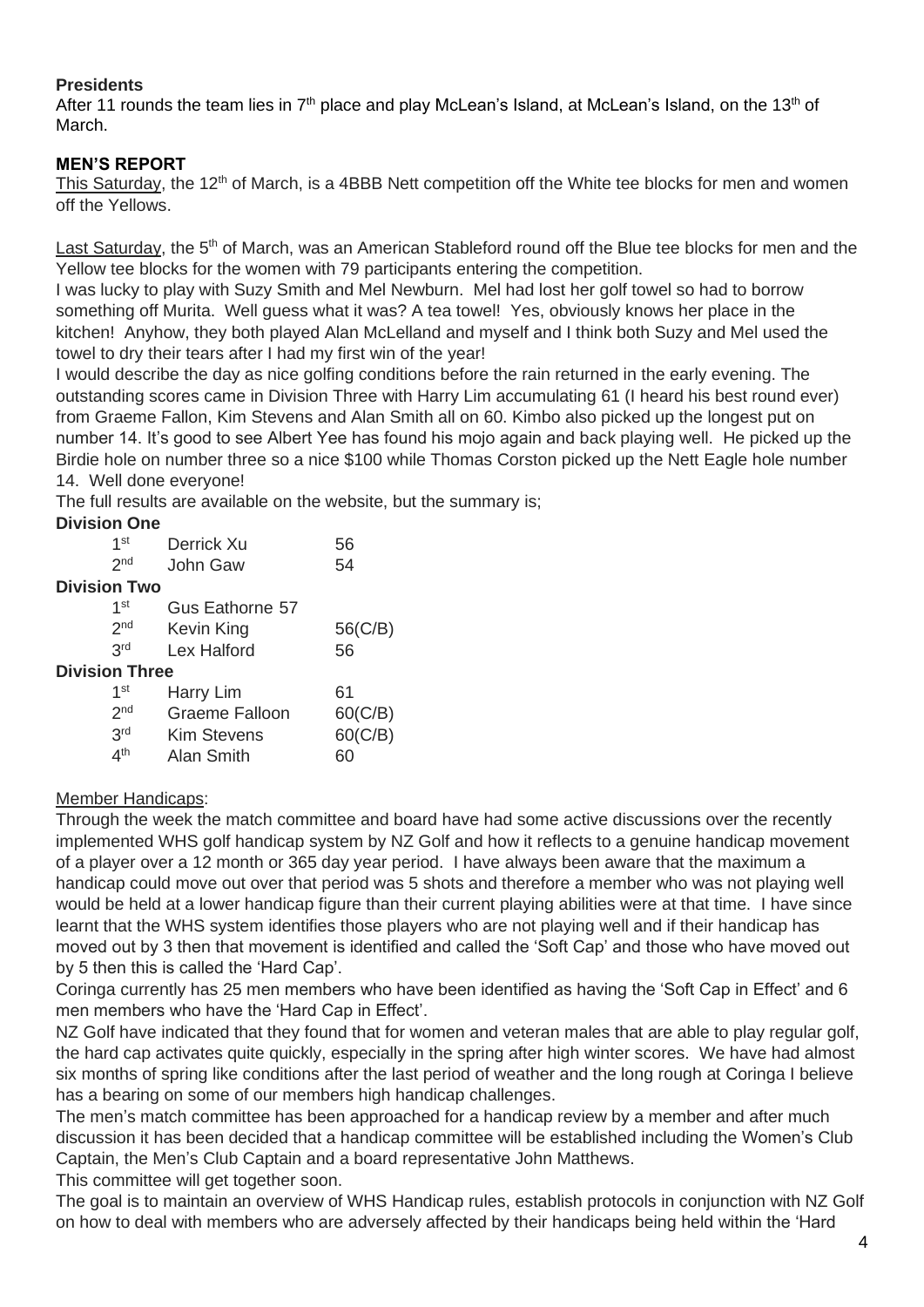**Presidents**

After 11 rounds the team lies in 7th place and play McLean's Island, at McLean's Island, on the 13th of March.

**MEN'S REPORT**

This Saturday, the 12th of March, is a 4BBB Nett competition off the White tee blocks for men and women off the Yellows.

Last Saturday, the 5th of March, was an American Stableford round off the Blue tee blocks for men and the Yellow tee blocks for the women with 79 participants entering the competition.

I was lucky to play with Suzy Smith and Mel Newburn. Mel had lost her golf towel so had to borrow something off Murita. Well guess what it was? A tea towel! Yes, obviously knows her place in the kitchen! Anyhow, they both played Alan McLelland and myself and I think both Suzy and Mel used the towel to dry their tears after I had my first win of the year!

I would describe the day as nice golfing conditions before the rain returned in the early evening. The outstanding scores came in Division Three with Harry Lim accumulating 61 (I heard his best round ever) from Graeme Fallon, Kim Stevens and Alan Smith all on 60. Kimbo also picked up the longest put on number 14. It's good to see Albert Yee has found his mojo again and back playing well. He picked up the Birdie hole on number three so a nice $100 while Thomas Corston picked up the Nett Eagle hole number 14. Well done everyone!

The full results are available on the website, but the summary is;

**Division One**

| | | |
|---|---|---|
| 1st | Derrick Xu | 56 |
| 2nd | John Gaw | 54 |

**Division Two**

| | | |
|---|---|---|
| 1st | Gus Eathorne | 57 |
| 2nd | Kevin King | 56(C/B) |
| 3rd | Lex Halford | 56 |

**Division Three**

| | | |
|---|---|---|
| 1st | Harry Lim | 61 |
| 2nd | Graeme Falloon | 60(C/B) |
| 3rd | Kim Stevens | 60(C/B) |
| 4th | Alan Smith | 60 |

Member Handicaps:

Through the week the match committee and board have had some active discussions over the recently implemented WHS golf handicap system by NZ Golf and how it reflects to a genuine handicap movement of a player over a 12 month or 365 day year period. I have always been aware that the maximum a handicap could move out over that period was 5 shots and therefore a member who was not playing well would be held at a lower handicap figure than their current playing abilities were at that time. I have since learnt that the WHS system identifies those players who are not playing well and if their handicap has moved out by 3 then that movement is identified and called the 'Soft Cap' and those who have moved out by 5 then this is called the 'Hard Cap'.

Coringa currently has 25 men members who have been identified as having the 'Soft Cap in Effect' and 6 men members who have the 'Hard Cap in Effect'.

NZ Golf have indicated that they found that for women and veteran males that are able to play regular golf, the hard cap activates quite quickly, especially in the spring after high winter scores. We have had almost six months of spring like conditions after the last period of weather and the long rough at Coringa I believe has a bearing on some of our members high handicap challenges.

The men's match committee has been approached for a handicap review by a member and after much discussion it has been decided that a handicap committee will be established including the Women's Club Captain, the Men's Club Captain and a board representative John Matthews.

This committee will get together soon.

The goal is to maintain an overview of WHS Handicap rules, establish protocols in conjunction with NZ Golf on how to deal with members who are adversely affected by their handicaps being held within the 'Hard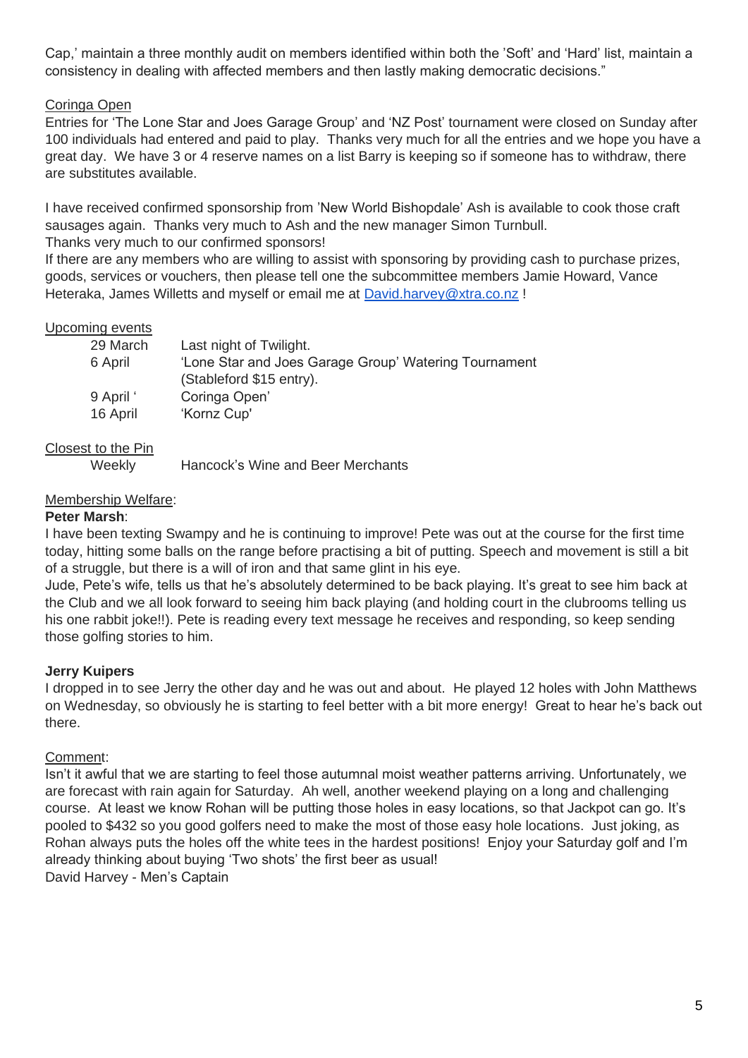Cap,' maintain a three monthly audit on members identified within both the 'Soft' and 'Hard' list, maintain a consistency in dealing with affected members and then lastly making democratic decisions."

Coringa Open

Entries for 'The Lone Star and Joes Garage Group' and 'NZ Post' tournament were closed on Sunday after 100 individuals had entered and paid to play. Thanks very much for all the entries and we hope you have a great day. We have 3 or 4 reserve names on a list Barry is keeping so if someone has to withdraw, there are substitutes available.

I have received confirmed sponsorship from 'New World Bishopdale' Ash is available to cook those craft sausages again. Thanks very much to Ash and the new manager Simon Turnbull.
Thanks very much to our confirmed sponsors!
If there are any members who are willing to assist with sponsoring by providing cash to purchase prizes, goods, services or vouchers, then please tell one the subcommittee members Jamie Howard, Vance Heteraka, James Willetts and myself or email me at David.harvey@xtra.co.nz !

Upcoming events

| | |
|---|---|
| 29 March | Last night of Twilight. |
| 6 April | 'Lone Star and Joes Garage Group' Watering Tournament (Stableford $15 entry). |
| 9 April ' | Coringa Open' |
| 16 April | 'Kornz Cup' |

Closest to the Pin

| | |
|---|---|
| Weekly | Hancock's Wine and Beer Merchants |

Membership Welfare:

**Peter Marsh**:

I have been texting Swampy and he is continuing to improve! Pete was out at the course for the first time today, hitting some balls on the range before practising a bit of putting. Speech and movement is still a bit of a struggle, but there is a will of iron and that same glint in his eye.
Jude, Pete's wife, tells us that he's absolutely determined to be back playing. It's great to see him back at the Club and we all look forward to seeing him back playing (and holding court in the clubrooms telling us his one rabbit joke!!). Pete is reading every text message he receives and responding, so keep sending those golfing stories to him.

**Jerry Kuipers**

I dropped in to see Jerry the other day and he was out and about. He played 12 holes with John Matthews on Wednesday, so obviously he is starting to feel better with a bit more energy! Great to hear he's back out there.

Comment:

Isn't it awful that we are starting to feel those autumnal moist weather patterns arriving. Unfortunately, we are forecast with rain again for Saturday. Ah well, another weekend playing on a long and challenging course. At least we know Rohan will be putting those holes in easy locations, so that Jackpot can go. It's pooled to $432 so you good golfers need to make the most of those easy hole locations. Just joking, as Rohan always puts the holes off the white tees in the hardest positions! Enjoy your Saturday golf and I'm already thinking about buying 'Two shots' the first beer as usual!
David Harvey - Men's Captain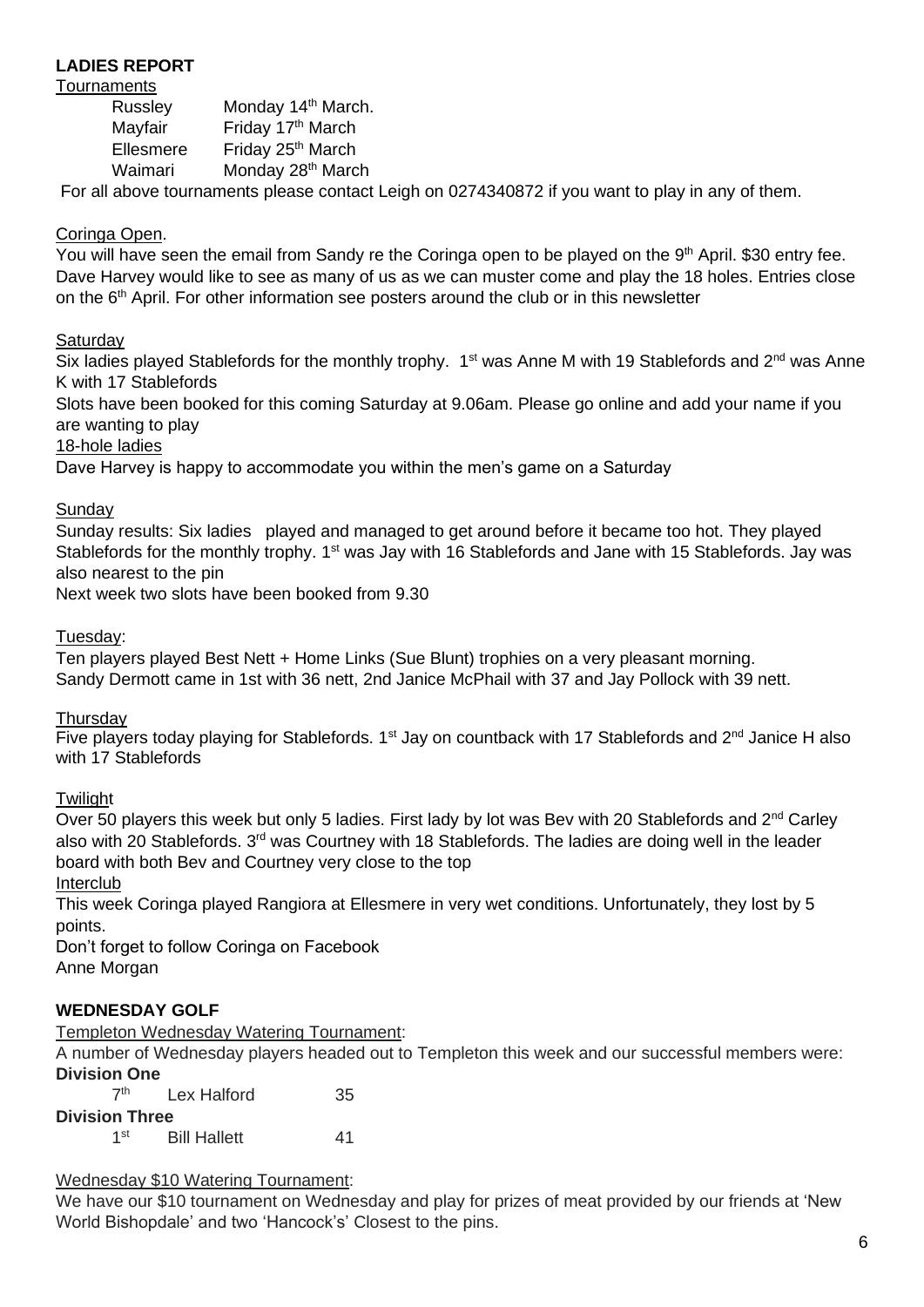**LADIES REPORT**

Tournaments

| | |
|---|---|
| Russley | Monday 14th March. |
| Mayfair | Friday 17th March |
| Ellesmere | Friday 25th March |
| Waimari | Monday 28th March |

For all above tournaments please contact Leigh on 0274340872 if you want to play in any of them.

Coringa Open.

You will have seen the email from Sandy re the Coringa open to be played on the 9th April. $30 entry fee. Dave Harvey would like to see as many of us as we can muster come and play the 18 holes. Entries close on the 6th April. For other information see posters around the club or in this newsletter

Saturday

Six ladies played Stablefords for the monthly trophy. 1st was Anne M with 19 Stablefords and 2nd was Anne K with 17 Stablefords

Slots have been booked for this coming Saturday at 9.06am. Please go online and add your name if you are wanting to play

18-hole ladies

Dave Harvey is happy to accommodate you within the men's game on a Saturday

Sunday

Sunday results: Six ladies played and managed to get around before it became too hot. They played Stablefords for the monthly trophy. 1st was Jay with 16 Stablefords and Jane with 15 Stablefords. Jay was also nearest to the pin

Next week two slots have been booked from 9.30

Tuesday:

Ten players played Best Nett + Home Links (Sue Blunt) trophies on a very pleasant morning. Sandy Dermott came in 1st with 36 nett, 2nd Janice McPhail with 37 and Jay Pollock with 39 nett.

Thursday

Five players today playing for Stablefords. 1st Jay on countback with 17 Stablefords and 2nd Janice H also with 17 Stablefords

Twilight

Over 50 players this week but only 5 ladies. First lady by lot was Bev with 20 Stablefords and 2nd Carley also with 20 Stablefords. 3rd was Courtney with 18 Stablefords. The ladies are doing well in the leader board with both Bev and Courtney very close to the top

Interclub

This week Coringa played Rangiora at Ellesmere in very wet conditions. Unfortunately, they lost by 5 points.

Don't forget to follow Coringa on Facebook

Anne Morgan

**WEDNESDAY GOLF**

Templeton Wednesday Watering Tournament:

A number of Wednesday players headed out to Templeton this week and our successful members were:

**Division One**

| | | |
|---|---|---|
| 7th | Lex Halford | 35 |

**Division Three**

| | | |
|---|---|---|
| 1st | Bill Hallett | 41 |

Wednesday $10 Watering Tournament:

We have our $10 tournament on Wednesday and play for prizes of meat provided by our friends at 'New World Bishopdale' and two 'Hancock's' Closest to the pins.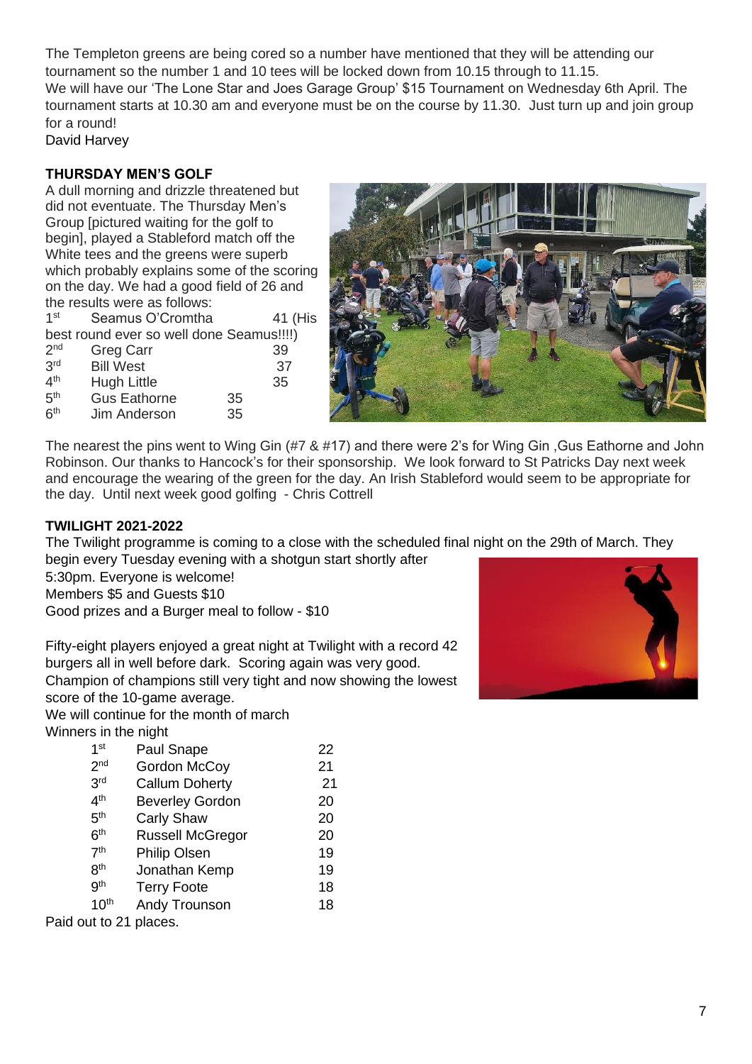The Templeton greens are being cored so a number have mentioned that they will be attending our tournament so the number 1 and 10 tees will be locked down from 10.15 through to 11.15.
We will have our 'The Lone Star and Joes Garage Group' $15 Tournament on Wednesday 6th April. The tournament starts at 10.30 am and everyone must be on the course by 11.30. Just turn up and join group for a round!
David Harvey

### THURSDAY MEN'S GOLF

A dull morning and drizzle threatened but did not eventuate. The Thursday Men's Group [pictured waiting for the golf to begin], played a Stableford match off the White tees and the greens were superb which probably explains some of the scoring on the day. We had a good field of 26 and the results were as follows:

1st Seamus O'Cromtha 41 (His best round ever so well done Seamus!!!!)

| | | |
|---|---|---|
| 2nd | Greg Carr | 39 |
| 3rd | Bill West | 37 |
| 4th | Hugh Little | 35 |
| 5th | Gus Eathorne | 35 |
| 6th | Jim Anderson | 35 |

The nearest the pins went to Wing Gin (#7 & #17) and there were 2's for Wing Gin ,Gus Eathorne and John Robinson. Our thanks to Hancock's for their sponsorship. We look forward to St Patricks Day next week and encourage the wearing of the green for the day. An Irish Stableford would seem to be appropriate for the day. Until next week good golfing - Chris Cottrell

### TWILIGHT 2021-2022

The Twilight programme is coming to a close with the scheduled final night on the 29th of March. They begin every Tuesday evening with a shotgun start shortly after 5:30pm. Everyone is welcome!
Members $5 and Guests $10
Good prizes and a Burger meal to follow - $10

Fifty-eight players enjoyed a great night at Twilight with a record 42 burgers all in well before dark. Scoring again was very good. Champion of champions still very tight and now showing the lowest score of the 10-game average.
We will continue for the month of march
Winners in the night

| | | |
|---|---|---|
| 1st | Paul Snape | 22 |
| 2nd | Gordon McCoy | 21 |
| 3rd | Callum Doherty | 21 |
| 4th | Beverley Gordon | 20 |
| 5th | Carly Shaw | 20 |
| 6th | Russell McGregor | 20 |
| 7th | Philip Olsen | 19 |
| 8th | Jonathan Kemp | 19 |
| 9th | Terry Foote | 18 |
| 10th | Andy Trounson | 18 |

Paid out to 21 places.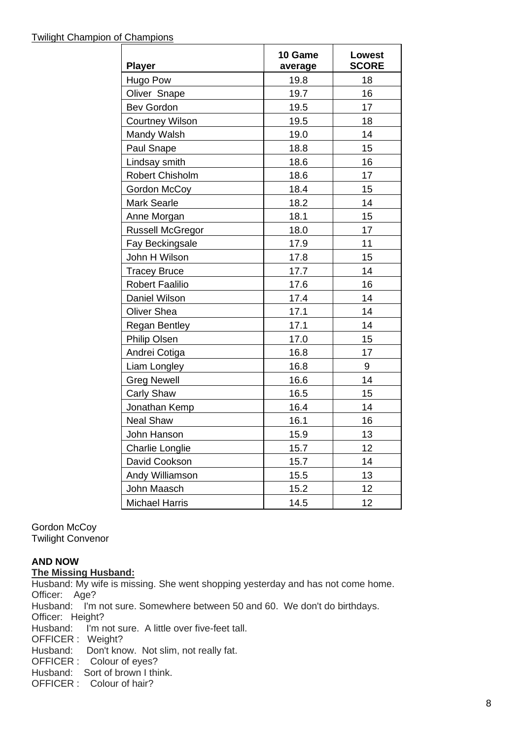Twilight Champion of Champions

| Player | 10 Game average | Lowest SCORE |
|---|---|---|
| Hugo Pow | 19.8 | 18 |
| Oliver Snape | 19.7 | 16 |
| Bev Gordon | 19.5 | 17 |
| Courtney Wilson | 19.5 | 18 |
| Mandy Walsh | 19.0 | 14 |
| Paul Snape | 18.8 | 15 |
| Lindsay smith | 18.6 | 16 |
| Robert Chisholm | 18.6 | 17 |
| Gordon McCoy | 18.4 | 15 |
| Mark Searle | 18.2 | 14 |
| Anne Morgan | 18.1 | 15 |
| Russell McGregor | 18.0 | 17 |
| Fay Beckingsale | 17.9 | 11 |
| John H Wilson | 17.8 | 15 |
| Tracey Bruce | 17.7 | 14 |
| Robert Faalilio | 17.6 | 16 |
| Daniel Wilson | 17.4 | 14 |
| Oliver Shea | 17.1 | 14 |
| Regan Bentley | 17.1 | 14 |
| Philip Olsen | 17.0 | 15 |
| Andrei Cotiga | 16.8 | 17 |
| Liam Longley | 16.8 | 9 |
| Greg Newell | 16.6 | 14 |
| Carly Shaw | 16.5 | 15 |
| Jonathan Kemp | 16.4 | 14 |
| Neal Shaw | 16.1 | 16 |
| John Hanson | 15.9 | 13 |
| Charlie Longlie | 15.7 | 12 |
| David Cookson | 15.7 | 14 |
| Andy Williamson | 15.5 | 13 |
| John Maasch | 15.2 | 12 |
| Michael Harris | 14.5 | 12 |

Gordon McCoy
Twilight Convenor

**AND NOW**

**The Missing Husband:**

Husband: My wife is missing. She went shopping yesterday and has not come home.
Officer: Age?
Husband: I'm not sure. Somewhere between 50 and 60. We don't do birthdays.
Officer: Height?
Husband: I'm not sure. A little over five-feet tall.
OFFICER : Weight?
Husband: Don't know. Not slim, not really fat.
OFFICER : Colour of eyes?
Husband: Sort of brown I think.
OFFICER : Colour of hair?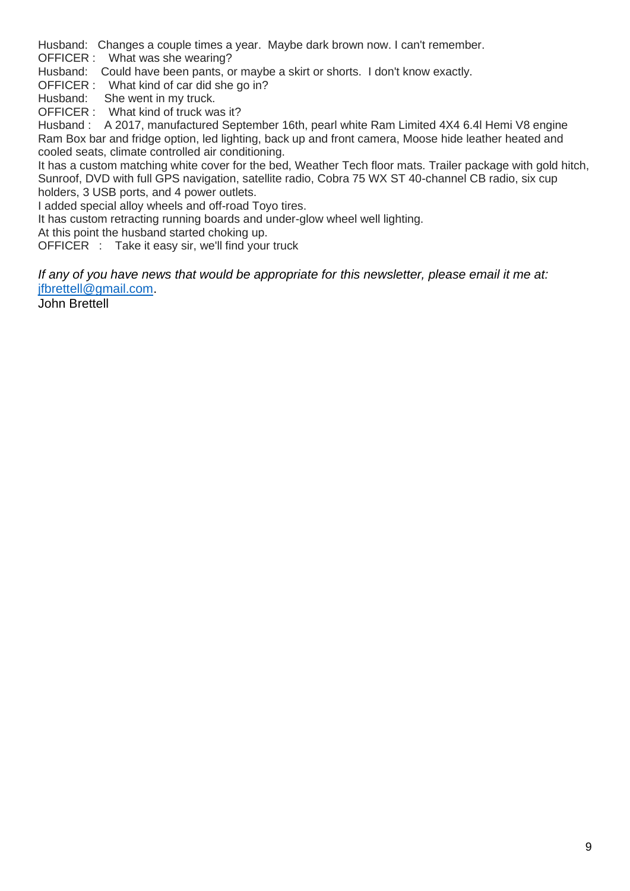Husband: Changes a couple times a year. Maybe dark brown now. I can't remember.  
OFFICER : What was she wearing?  
Husband: Could have been pants, or maybe a skirt or shorts. I don't know exactly.  
OFFICER : What kind of car did she go in?  
Husband: She went in my truck.  
OFFICER : What kind of truck was it?  
Husband : A 2017, manufactured September 16th, pearl white Ram Limited 4X4 6.4l Hemi V8 engine Ram Box bar and fridge option, led lighting, back up and front camera, Moose hide leather heated and cooled seats, climate controlled air conditioning.

It has a custom matching white cover for the bed, Weather Tech floor mats. Trailer package with gold hitch, Sunroof, DVD with full GPS navigation, satellite radio, Cobra 75 WX ST 40-channel CB radio, six cup holders, 3 USB ports, and 4 power outlets.

I added special alloy wheels and off-road Toyo tires.

It has custom retracting running boards and under-glow wheel well lighting.

At this point the husband started choking up.

OFFICER : Take it easy sir, we'll find your truck

*If any of you have news that would be appropriate for this newsletter, please email it me at:* [jfbrettell@gmail.com](mailto:jfbrettell@gmail.com).  
John Brettell